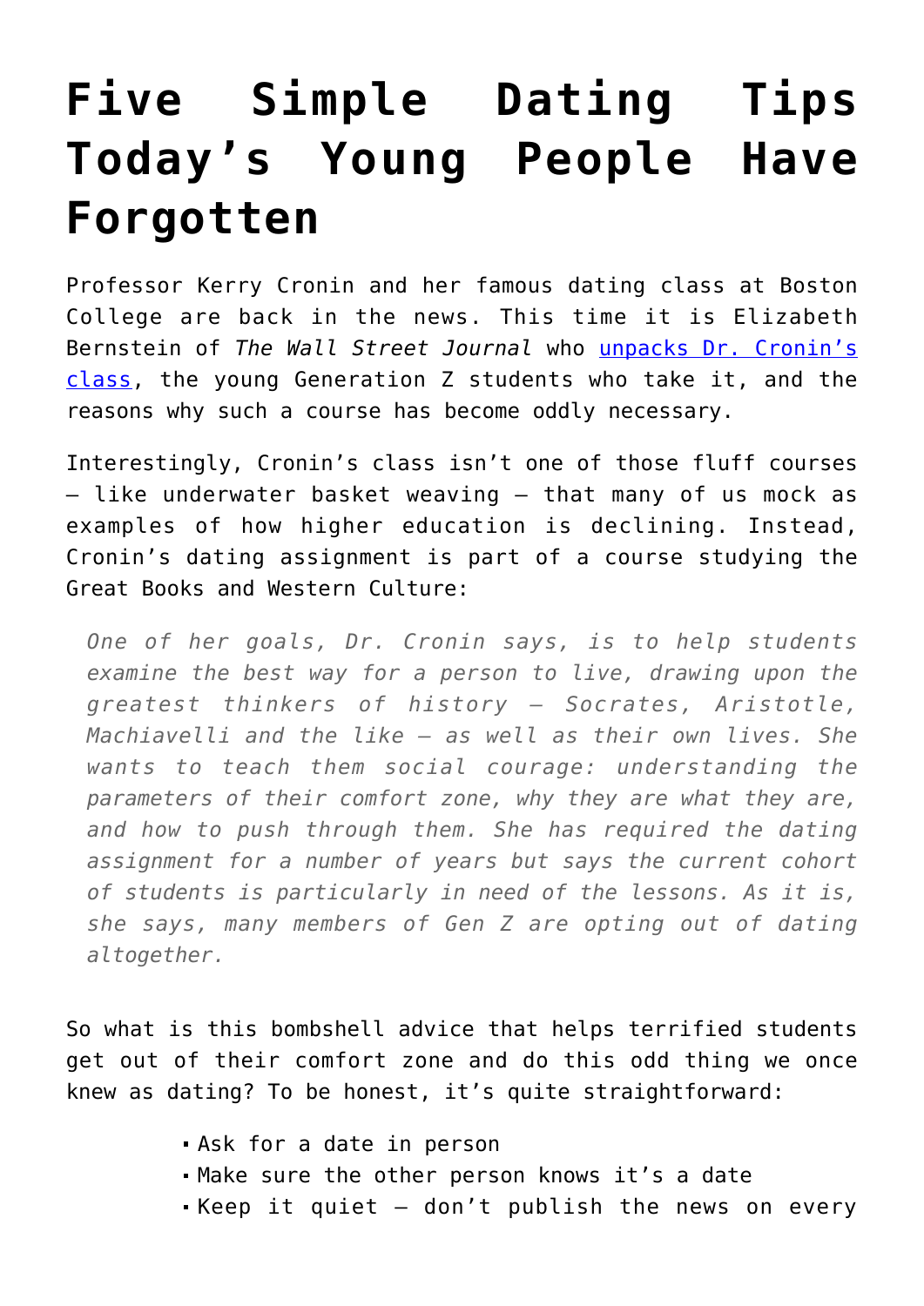# Five Simple Dating Tips Today's Young People Have Forgotten

Professor Kerry Cronin and her famous dating class at Boston College are back in the news. This time it is Elizabeth Bernstein of *The Wall Street Journal* who [unpacks Dr. Cronin's class](), the young Generation Z students who take it, and the reasons why such a course has become oddly necessary.

Interestingly, Cronin's class isn't one of those fluff courses – like underwater basket weaving – that many of us mock as examples of how higher education is declining. Instead, Cronin's dating assignment is part of a course studying the Great Books and Western Culture:

> *One of her goals, Dr. Cronin says, is to help students examine the best way for a person to live, drawing upon the greatest thinkers of history – Socrates, Aristotle, Machiavelli and the like – as well as their own lives. She wants to teach them social courage: understanding the parameters of their comfort zone, why they are what they are, and how to push through them. She has required the dating assignment for a number of years but says the current cohort of students is particularly in need of the lessons. As it is, she says, many members of Gen Z are opting out of dating altogether.*

So what is this bombshell advice that helps terrified students get out of their comfort zone and do this odd thing we once knew as dating? To be honest, it's quite straightforward:

- Ask for a date in person
- Make sure the other person knows it's a date
- Keep it quiet – don't publish the news on every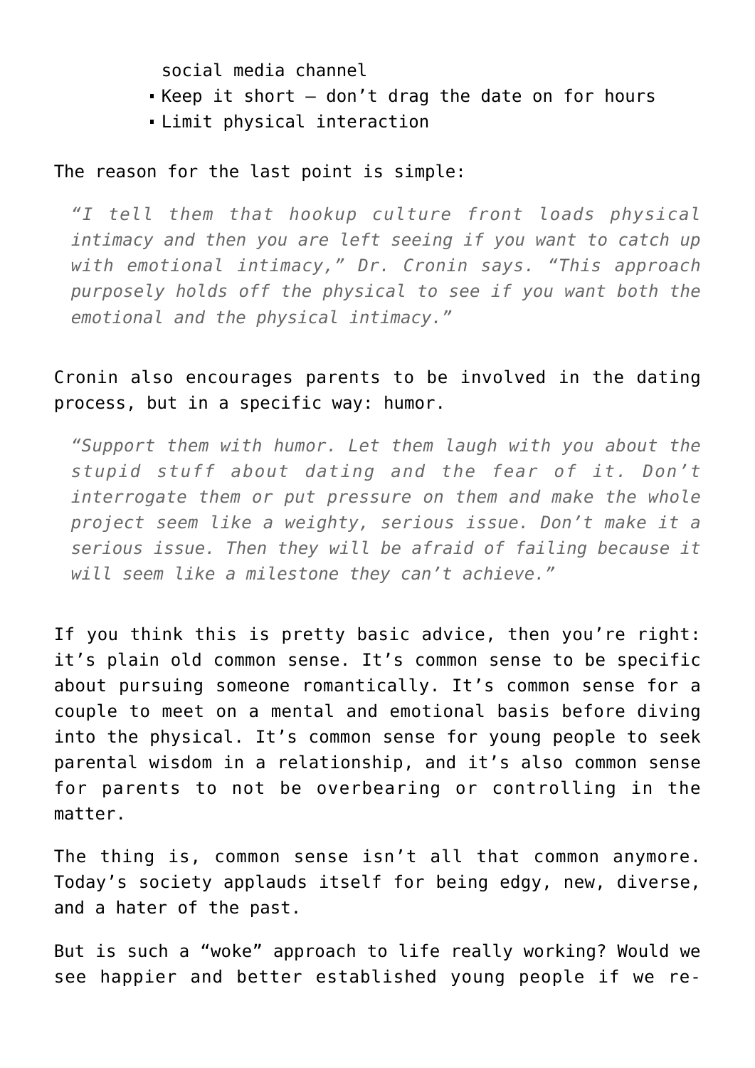social media channel
- Keep it short – don't drag the date on for hours
- Limit physical interaction

The reason for the last point is simple:

> *"I tell them that hookup culture front loads physical intimacy and then you are left seeing if you want to catch up with emotional intimacy," Dr. Cronin says. "This approach purposely holds off the physical to see if you want both the emotional and the physical intimacy."*

Cronin also encourages parents to be involved in the dating process, but in a specific way: humor.

> *"Support them with humor. Let them laugh with you about the stupid stuff about dating and the fear of it. Don't interrogate them or put pressure on them and make the whole project seem like a weighty, serious issue. Don't make it a serious issue. Then they will be afraid of failing because it will seem like a milestone they can't achieve."*

If you think this is pretty basic advice, then you're right: it's plain old common sense. It's common sense to be specific about pursuing someone romantically. It's common sense for a couple to meet on a mental and emotional basis before diving into the physical. It's common sense for young people to seek parental wisdom in a relationship, and it's also common sense for parents to not be overbearing or controlling in the matter.

The thing is, common sense isn't all that common anymore. Today's society applauds itself for being edgy, new, diverse, and a hater of the past.

But is such a "woke" approach to life really working? Would we see happier and better established young people if we re-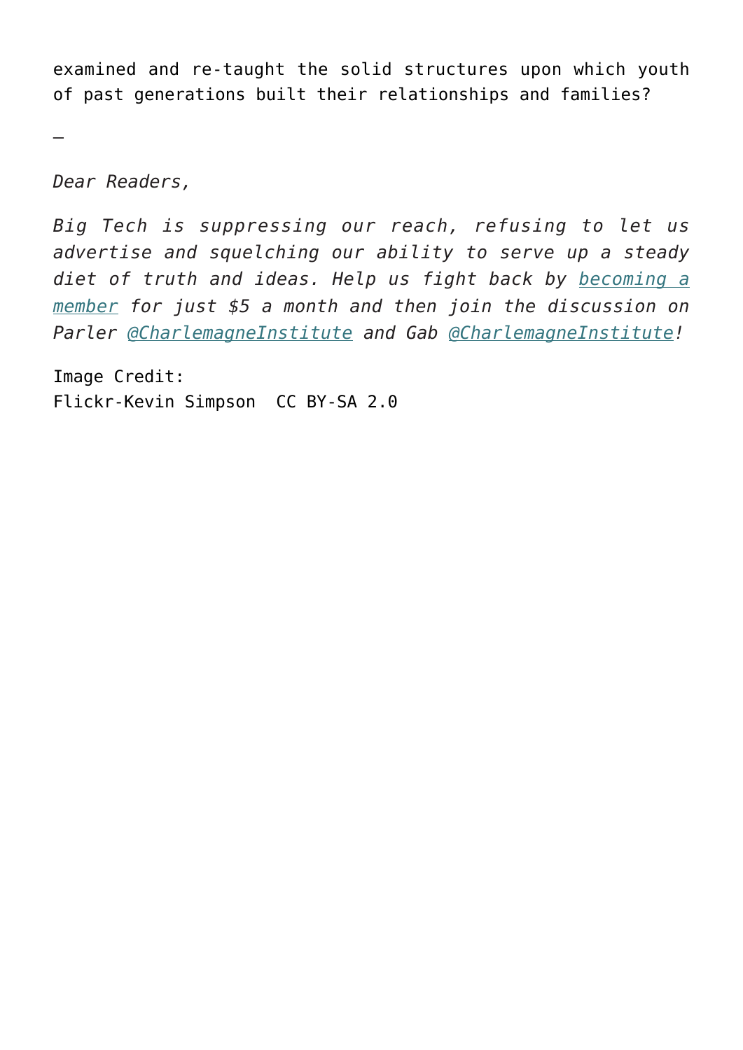examined and re-taught the solid structures upon which youth of past generations built their relationships and families?

—

*Dear Readers,*

*Big Tech is suppressing our reach, refusing to let us advertise and squelching our ability to serve up a steady diet of truth and ideas. Help us fight back by becoming a member for just $5 a month and then join the discussion on Parler @CharlemagneInstitute and Gab @CharlemagneInstitute!*

Image Credit:
Flickr-Kevin Simpson CC BY-SA 2.0